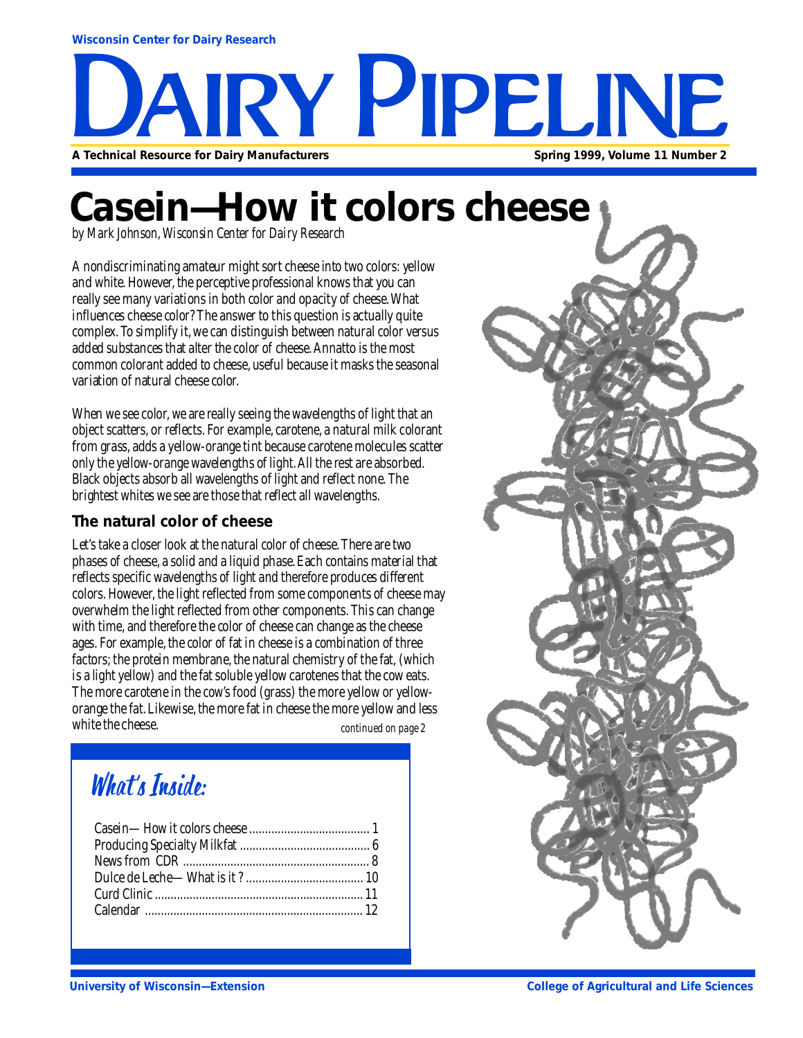Wisconsin Center for Dairy Research

# DAIRY PIPELINE

**A Technical Resource for Dairy Manufacturers** **Spring 1999, Volume 11 Number 2**

# Casein—How it colors cheese

*by Mark Johnson, Wisconsin Center for Dairy Research*

A nondiscriminating amateur might sort cheese into two colors: yellow and white. However, the perceptive professional knows that you can really see many variations in both color and opacity of cheese. What influences cheese color? The answer to this question is actually quite complex. To simplify it, we can distinguish between natural color versus added substances that alter the color of cheese. Annatto is the most common colorant added to cheese, useful because it masks the seasonal variation of natural cheese color.

When we see color, we are really seeing the wavelengths of light that an object scatters, or reflects. For example, carotene, a natural milk colorant from grass, adds a yellow-orange tint because carotene molecules scatter only the yellow-orange wavelengths of light. All the rest are absorbed. Black objects absorb all wavelengths of light and reflect none. The brightest whites we see are those that reflect all wavelengths.

### The natural color of cheese

Let's take a closer look at the natural color of cheese. There are two phases of cheese, a solid and a liquid phase. Each contains material that reflects specific wavelengths of light and therefore produces different colors. However, the light reflected from some components of cheese may overwhelm the light reflected from other components. This can change with time, and therefore the color of cheese can change as the cheese ages. For example, the color of fat in cheese is a combination of three factors; the protein membrane, the natural chemistry of the fat, (which is a light yellow) and the fat soluble yellow carotenes that the cow eats. The more carotene in the cow's food (grass) the more yellow or yellow-orange the fat. Likewise, the more fat in cheese the more yellow and less white the cheese.

*continued on page 2*

## What's Inside:

- Casein—How it colors cheese ..... 1
- Producing Specialty Milkfat ..... 6
- News from CDR ..... 8
- Dulce de Leche—What is it? ..... 10
- Curd Clinic ..... 11
- Calendar ..... 12

University of Wisconsin—Extension | College of Agricultural and Life Sciences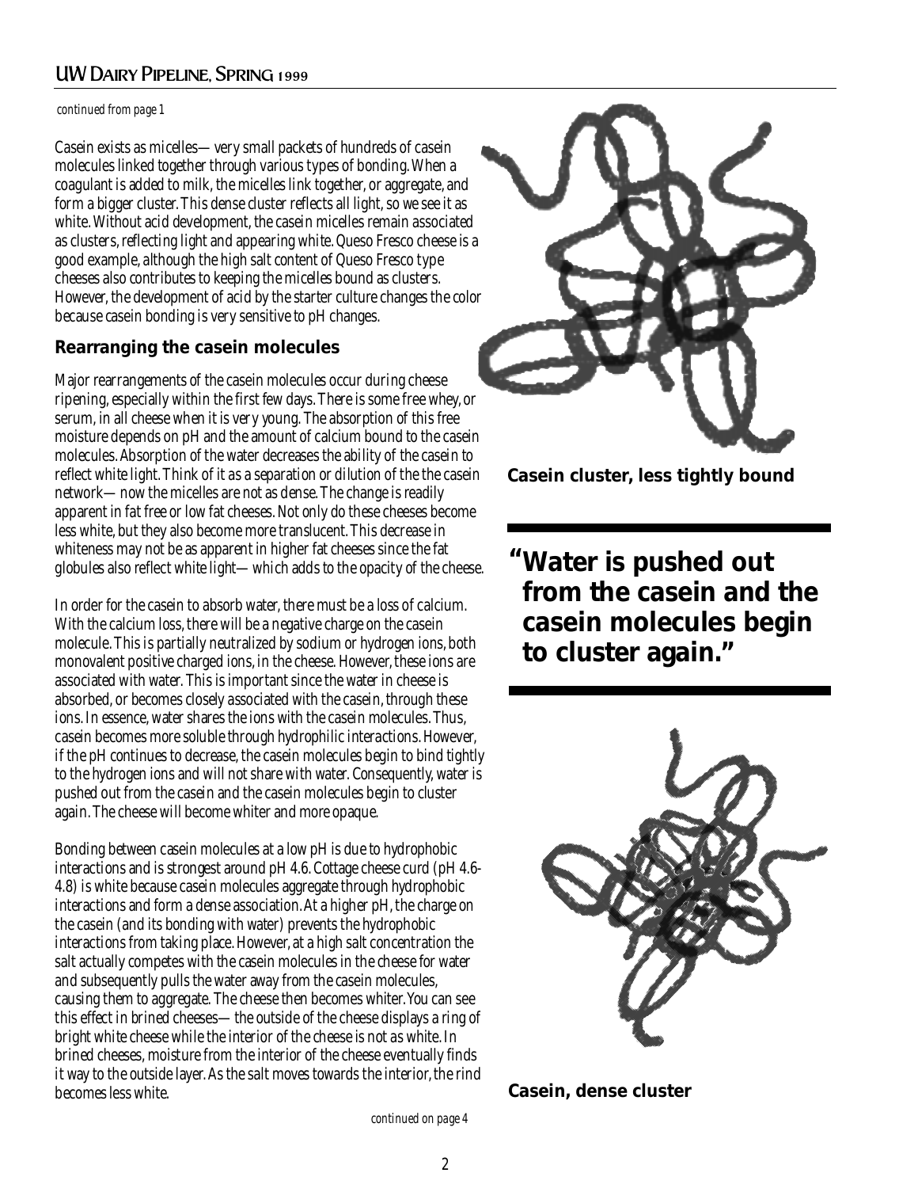*continued from page 1*

Casein exists as micelles—very small packets of hundreds of casein molecules linked together through various types of bonding. When a coagulant is added to milk, the micelles link together, or aggregate, and form a bigger cluster. This dense cluster reflects all light, so we see it as white. Without acid development, the casein micelles remain associated as clusters, reflecting light and appearing white. Queso Fresco cheese is a good example, although the high salt content of Queso Fresco type cheeses also contributes to keeping the micelles bound as clusters. However, the development of acid by the starter culture changes the color because casein bonding is very sensitive to pH changes.

## Rearranging the casein molecules

Major rearrangements of the casein molecules occur during cheese ripening, especially within the first few days. There is some free whey, or serum, in all cheese when it is very young. The absorption of this free moisture depends on pH and the amount of calcium bound to the casein molecules. Absorption of the water decreases the ability of the casein to reflect white light. Think of it as a separation or dilution of the the casein network—now the micelles are not as dense. The change is readily apparent in fat free or low fat cheeses. Not only do these cheeses become less white, but they also become more translucent. This decrease in whiteness may not be as apparent in higher fat cheeses since the fat globules also reflect white light—which adds to the opacity of the cheese.

In order for the casein to absorb water, there must be a loss of calcium. With the calcium loss, there will be a negative charge on the casein molecule. This is partially neutralized by sodium or hydrogen ions, both monovalent positive charged ions, in the cheese. However, these ions are associated with water. This is important since the water in cheese is absorbed, or becomes closely associated with the casein, through these ions. In essence, water shares the ions with the casein molecules. Thus, casein becomes more soluble through hydrophilic interactions. However, if the pH continues to decrease, the casein molecules begin to bind tightly to the hydrogen ions and will not share with water. Consequently, water is pushed out from the casein and the casein molecules begin to cluster again. The cheese will become whiter and more opaque.

Bonding between casein molecules at a low pH is due to hydrophobic interactions and is strongest around pH 4.6. Cottage cheese curd (pH 4.6-4.8) is white because casein molecules aggregate through hydrophobic interactions and form a dense association. At a higher pH, the charge on the casein (and its bonding with water) prevents the hydrophobic interactions from taking place. However, at a high salt concentration the salt actually competes with the casein molecules in the cheese for water and subsequently pulls the water away from the casein molecules, causing them to aggregate. The cheese then becomes whiter. You can see this effect in brined cheeses—the outside of the cheese displays a ring of bright white cheese while the interior of the cheese is not as white. In brined cheeses, moisture from the interior of the cheese eventually finds it way to the outside layer. As the salt moves towards the interior, the rind becomes less white.

*continued on page 4*

**Casein cluster, less tightly bound**

> **"Water is pushed out from the casein and the casein molecules begin to cluster again."**

**Casein, dense cluster**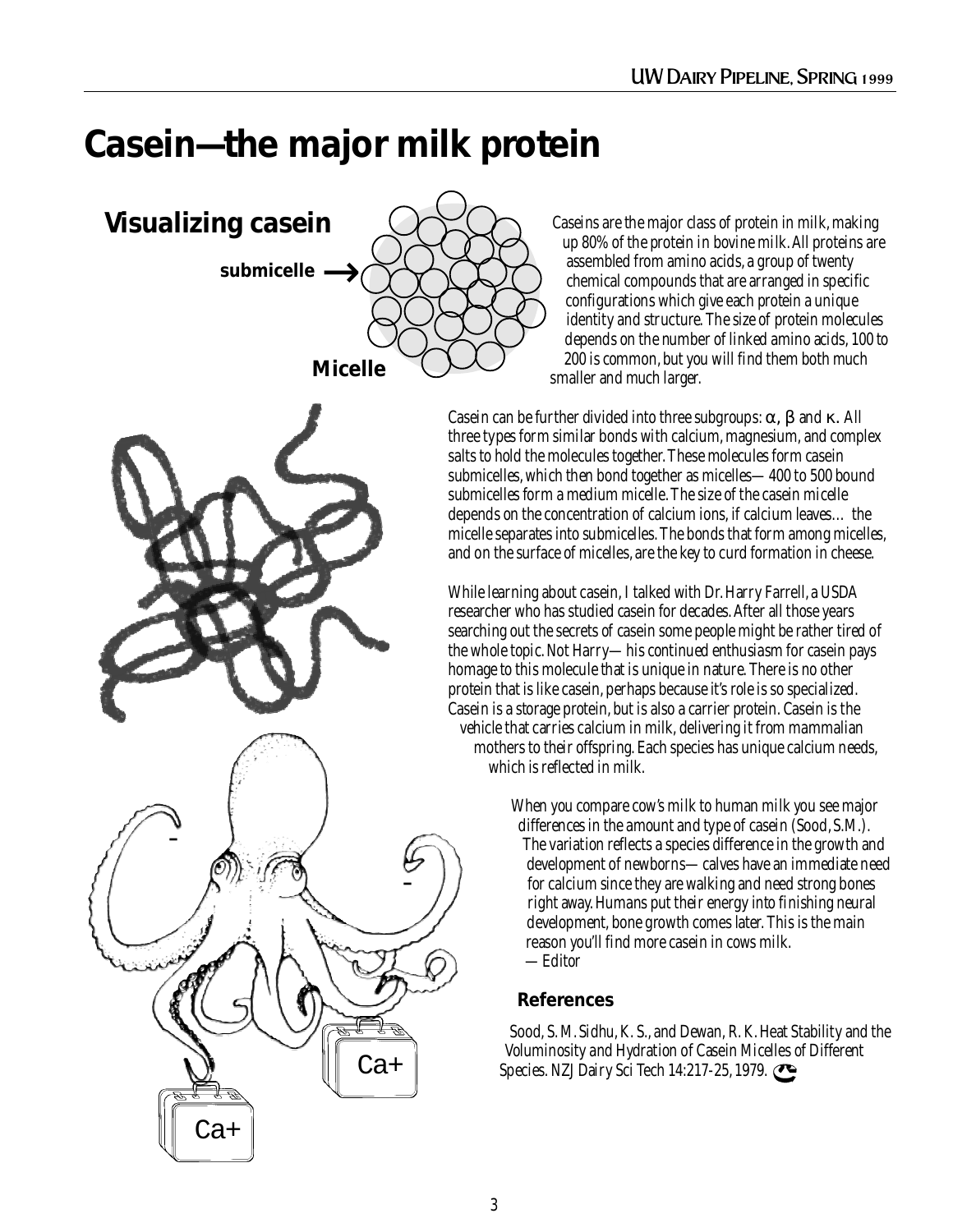# Casein—the major milk protein

## Visualizing casein

Caseins are the major class of protein in milk, making up 80% of the protein in bovine milk. All proteins are assembled from amino acids, a group of twenty chemical compounds that are arranged in specific configurations which give each protein a unique identity and structure. The size of protein molecules depends on the number of linked amino acids, 100 to 200 is common, but you will find them both much smaller and much larger.

Casein can be further divided into three subgroups: α, β and κ. All three types form similar bonds with calcium, magnesium, and complex salts to hold the molecules together. These molecules form casein submicelles, which then bond together as micelles—400 to 500 bound submicelles form a medium micelle. The size of the casein micelle depends on the concentration of calcium ions, if calcium leaves… the micelle separates into submicelles. The bonds that form among micelles, and on the surface of micelles, are the key to curd formation in cheese.

While learning about casein, I talked with Dr. Harry Farrell, a USDA researcher who has studied casein for decades. After all those years searching out the secrets of casein some people might be rather tired of the whole topic. Not Harry—his continued enthusiasm for casein pays homage to this molecule that is unique in nature. There is no other protein that is like casein, perhaps because it's role is so specialized. Casein is a storage protein, but is also a carrier protein. Casein is the vehicle that carries calcium in milk, delivering it from mammalian mothers to their offspring. Each species has unique calcium needs, which is reflected in milk.

When you compare cow's milk to human milk you see major differences in the amount and type of casein (Sood, S.M.). The variation reflects a species difference in the growth and development of newborns—calves have an immediate need for calcium since they are walking and need strong bones right away. Humans put their energy into finishing neural development, bone growth comes later. This is the main reason you'll find more casein in cows milk.
—Editor

### References

Sood, S. M. Sidhu, K. S., and Dewan, R. K. Heat Stability and the Voluminosity and Hydration of Casein Micelles of Different Species. NZ J Dairy Sci Tech 14:217-25, 1979.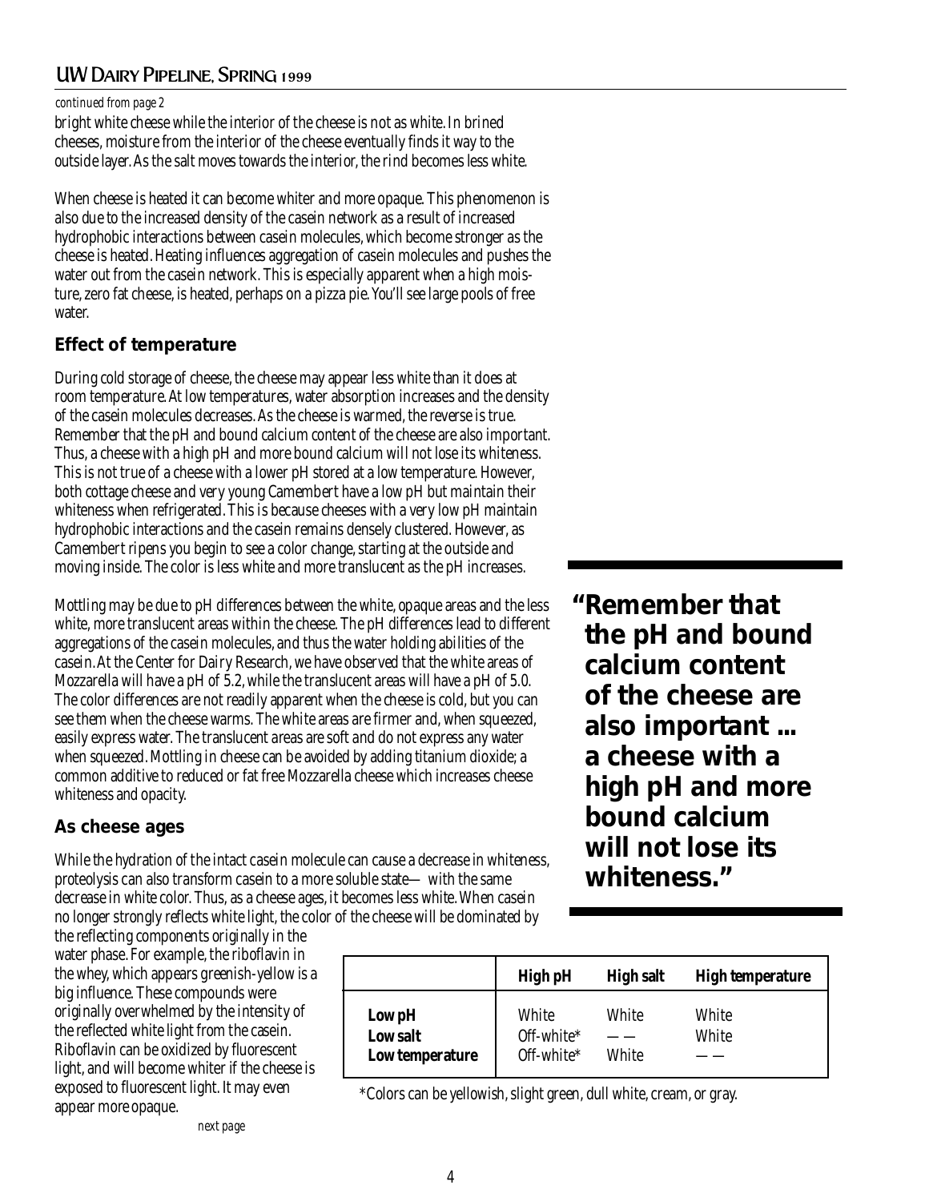*continued from page 2*

bright white cheese while the interior of the cheese is not as white. In brined cheeses, moisture from the interior of the cheese eventually finds it way to the outside layer. As the salt moves towards the interior, the rind becomes less white.

When cheese is heated it can become whiter and more opaque. This phenomenon is also due to the increased density of the casein network as a result of increased hydrophobic interactions between casein molecules, which become stronger as the cheese is heated. Heating influences aggregation of casein molecules and pushes the water out from the casein network. This is especially apparent when a high moisture, zero fat cheese, is heated, perhaps on a pizza pie. You'll see large pools of free water.

### Effect of temperature

During cold storage of cheese, the cheese may appear less white than it does at room temperature. At low temperatures, water absorption increases and the density of the casein molecules decreases. As the cheese is warmed, the reverse is true. Remember that the pH and bound calcium content of the cheese are also important. Thus, a cheese with a high pH and more bound calcium will not lose its whiteness. This is not true of a cheese with a lower pH stored at a low temperature. However, both cottage cheese and very young Camembert have a low pH but maintain their whiteness when refrigerated. This is because cheeses with a very low pH maintain hydrophobic interactions and the casein remains densely clustered. However, as Camembert ripens you begin to see a color change, starting at the outside and moving inside. The color is less white and more translucent as the pH increases.

Mottling may be due to pH differences between the white, opaque areas and the less white, more translucent areas within the cheese. The pH differences lead to different aggregations of the casein molecules, and thus the water holding abilities of the casein. At the Center for Dairy Research, we have observed that the white areas of Mozzarella will have a pH of 5.2, while the translucent areas will have a pH of 5.0. The color differences are not readily apparent when the cheese is cold, but you can see them when the cheese warms. The white areas are firmer and, when squeezed, easily express water. The translucent areas are soft and do not express any water when squeezed. Mottling in cheese can be avoided by adding titanium dioxide; a common additive to reduced or fat free Mozzarella cheese which increases cheese whiteness and opacity.

**"Remember that the pH and bound calcium content of the cheese are also important ... a cheese with a high pH and more bound calcium will not lose its whiteness."**

### As cheese ages

While the hydration of the intact casein molecule can cause a decrease in whiteness, proteolysis can also transform casein to a more soluble state— with the same decrease in white color. Thus, as a cheese ages, it becomes less white. When casein no longer strongly reflects white light, the color of the cheese will be dominated by the reflecting components originally in the water phase. For example, the riboflavin in the whey, which appears greenish-yellow is a big influence. These compounds were originally overwhelmed by the intensity of the reflected white light from the casein. Riboflavin can be oxidized by fluorescent light, and will become whiter if the cheese is exposed to fluorescent light. It may even appear more opaque.

| | High pH | High salt | High temperature |
|---|---|---|---|
| Low pH | White | White | White |
| Low salt | Off-white* | — — | White |
| Low temperature | Off-white* | White | — — |

*Colors can be yellowish, slight green, dull white, cream, or gray.

*next page*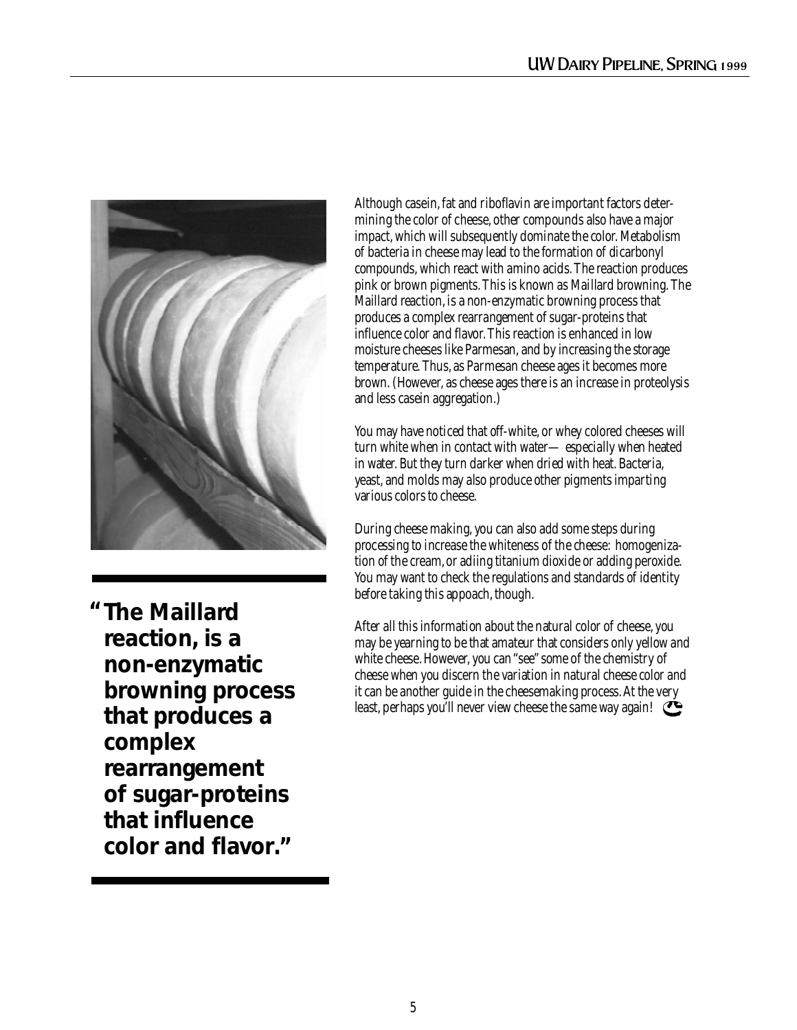> **"The Maillard reaction, is a non-enzymatic browning process that produces a complex rearrangement of sugar-proteins that influence color and flavor."**

Although casein, fat and riboflavin are important factors determining the color of cheese, other compounds also have a major impact, which will subsequently dominate the color. Metabolism of bacteria in cheese may lead to the formation of dicarbonyl compounds, which react with amino acids. The reaction produces pink or brown pigments. This is known as Maillard browning. The Maillard reaction, is a non-enzymatic browning process that produces a complex rearrangement of sugar-proteins that influence color and flavor. This reaction is enhanced in low moisture cheeses like Parmesan, and by increasing the storage temperature. Thus, as Parmesan cheese ages it becomes more brown. (However, as cheese ages there is an increase in proteolysis and less casein aggregation.)

You may have noticed that off-white, or whey colored cheeses will turn white when in contact with water— especially when heated in water. But they turn darker when dried with heat. Bacteria, yeast, and molds may also produce other pigments imparting various colors to cheese.

During cheese making, you can also add some steps during processing to increase the whiteness of the cheese: homogenization of the cream, or adiing titanium dioxide or adding peroxide. You may want to check the regulations and standards of identity before taking this appoach, though.

After all this information about the natural color of cheese, you may be yearning to be that amateur that considers only yellow and white cheese. However, you can "see" some of the chemistry of cheese when you discern the variation in natural cheese color and it can be another guide in the cheesemaking process. At the very least, perhaps you'll never view cheese the same way again!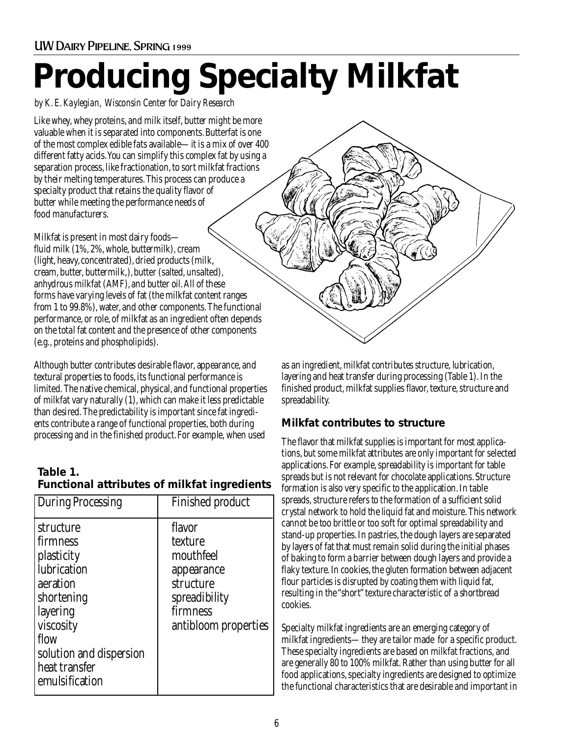# Producing Specialty Milkfat

*by K. E. Kaylegian, Wisconsin Center for Dairy Research*

Like whey, whey proteins, and milk itself, butter might be more valuable when it is separated into components. Butterfat is one of the most complex edible fats available—it is a mix of over 400 different fatty acids. You can simplify this complex fat by using a separation process, like fractionation, to sort milkfat fractions by their melting temperatures. This process can produce a specialty product that retains the quality flavor of butter while meeting the performance needs of food manufacturers.

Milkfat is present in most dairy foods—fluid milk (1%, 2%, whole, buttermilk), cream (light, heavy, concentrated), dried products (milk, cream, butter, buttermilk,), butter (salted, unsalted), anhydrous milkfat (AMF), and butter oil. All of these forms have varying levels of fat (the milkfat content ranges from 1 to 99.8%), water, and other components. The functional performance, or role, of milkfat as an ingredient often depends on the total fat content and the presence of other components (e.g., proteins and phospholipids).

Although butter contributes desirable flavor, appearance, and textural properties to foods, its functional performance is limited. The native chemical, physical, and functional properties of milkfat vary naturally (1), which can make it less predictable than desired. The predictability is important since fat ingredients contribute a range of functional properties, both during processing and in the finished product. For example, when used as an ingredient, milkfat contributes structure, lubrication, layering and heat transfer during processing (Table 1). In the finished product, milkfat supplies flavor, texture, structure and spreadability.

**Table 1.**
**Functional attributes of milkfat ingredients**

| During Processing | Finished product |
|---|---|
| structure | flavor |
| firmness | texture |
| plasticity | mouthfeel |
| lubrication | appearance |
| aeration | structure |
| shortening | spreadibility |
| layering | firmness |
| viscosity | antibloom properties |
| flow | |
| solution and dispersion | |
| heat transfer | |
| emulsification | |

## Milkfat contributes to structure

The flavor that milkfat supplies is important for most applications, but some milkfat attributes are only important for selected applications. For example, spreadability is important for table spreads but is not relevant for chocolate applications. Structure formation is also very specific to the application. In table spreads, structure refers to the formation of a sufficient solid crystal network to hold the liquid fat and moisture. This network cannot be too brittle or too soft for optimal spreadability and stand-up properties. In pastries, the dough layers are separated by layers of fat that must remain solid during the initial phases of baking to form a barrier between dough layers and provide a flaky texture. In cookies, the gluten formation between adjacent flour particles is disrupted by coating them with liquid fat, resulting in the "short" texture characteristic of a shortbread cookies.

Specialty milkfat ingredients are an emerging category of milkfat ingredients—they are tailor made for a specific product. These specialty ingredients are based on milkfat fractions, and are generally 80 to 100% milkfat. Rather than using butter for all food applications, specialty ingredients are designed to optimize the functional characteristics that are desirable and important in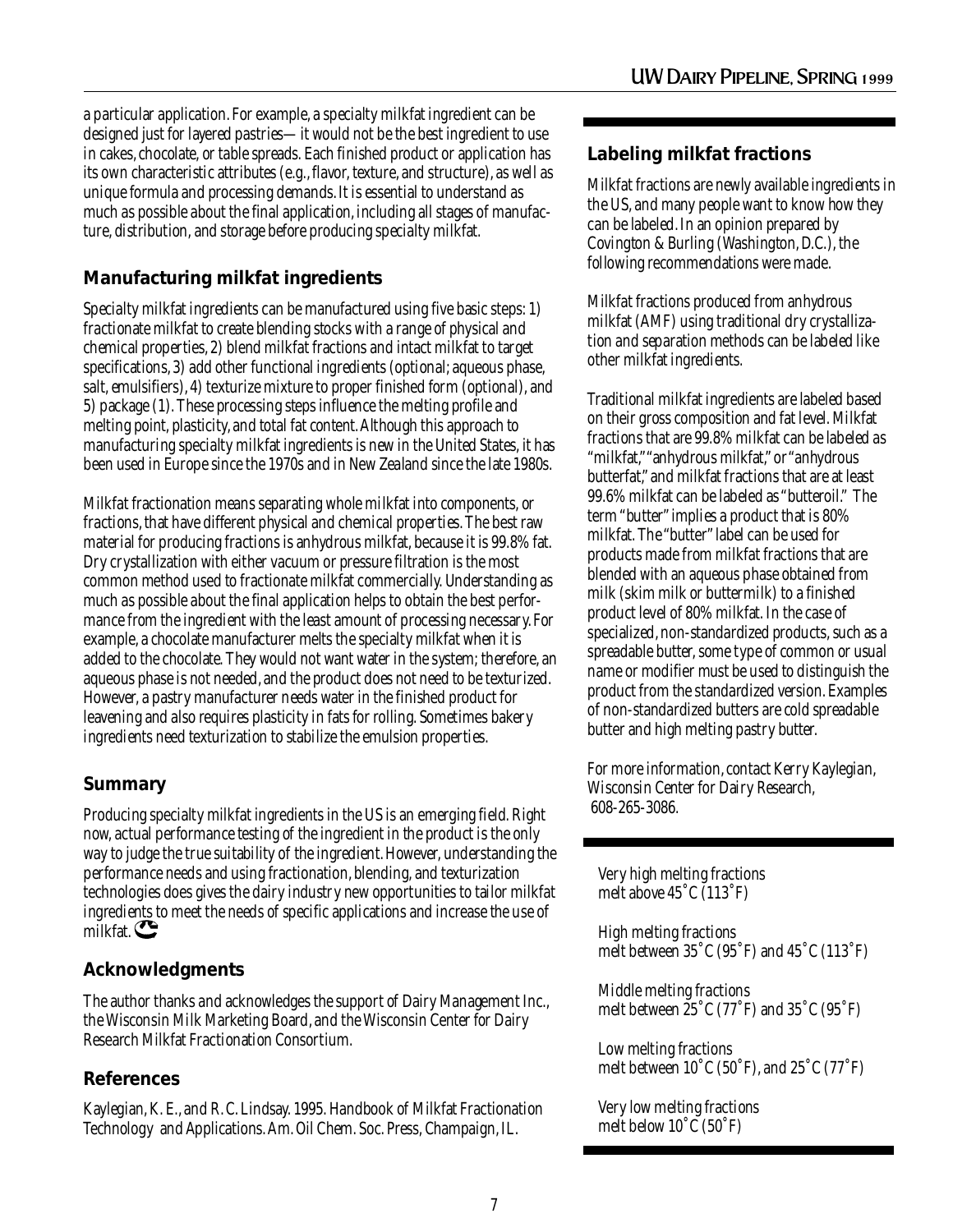a particular application. For example, a specialty milkfat ingredient can be designed just for layered pastries— it would not be the best ingredient to use in cakes, chocolate, or table spreads. Each finished product or application has its own characteristic attributes (e.g., flavor, texture, and structure), as well as unique formula and processing demands. It is essential to understand as much as possible about the final application, including all stages of manufacture, distribution, and storage before producing specialty milkfat.

## Manufacturing milkfat ingredients

Specialty milkfat ingredients can be manufactured using five basic steps: 1) fractionate milkfat to create blending stocks with a range of physical and chemical properties, 2) blend milkfat fractions and intact milkfat to target specifications, 3) add other functional ingredients (optional; aqueous phase, salt, emulsifiers), 4) texturize mixture to proper finished form (optional), and 5) package (1). These processing steps influence the melting profile and melting point, plasticity, and total fat content. Although this approach to manufacturing specialty milkfat ingredients is new in the United States, it has been used in Europe since the 1970s and in New Zealand since the late 1980s.

Milkfat fractionation means separating whole milkfat into components, or fractions, that have different physical and chemical properties. The best raw material for producing fractions is anhydrous milkfat, because it is 99.8% fat. Dry crystallization with either vacuum or pressure filtration is the most common method used to fractionate milkfat commercially. Understanding as much as possible about the final application helps to obtain the best performance from the ingredient with the least amount of processing necessary. For example, a chocolate manufacturer melts the specialty milkfat when it is added to the chocolate. They would not want water in the system; therefore, an aqueous phase is not needed, and the product does not need to be texturized. However, a pastry manufacturer needs water in the finished product for leavening and also requires plasticity in fats for rolling. Sometimes bakery ingredients need texturization to stabilize the emulsion properties.

## Summary

Producing specialty milkfat ingredients in the US is an emerging field. Right now, actual performance testing of the ingredient in the product is the only way to judge the true suitability of the ingredient. However, understanding the performance needs and using fractionation, blending, and texturization technologies does gives the dairy industry new opportunities to tailor milkfat ingredients to meet the needs of specific applications and increase the use of milkfat.

## Acknowledgments

The author thanks and acknowledges the support of Dairy Management Inc., the Wisconsin Milk Marketing Board, and the Wisconsin Center for Dairy Research Milkfat Fractionation Consortium.

## References

Kaylegian, K. E., and R. C. Lindsay. 1995. Handbook of Milkfat Fractionation Technology and Applications. Am. Oil Chem. Soc. Press, Champaign, IL.

## Labeling milkfat fractions

Milkfat fractions are newly available ingredients in the US, and many people want to know how they can be labeled. In an opinion prepared by Covington & Burling (Washington, D.C.), the following recommendations were made.

Milkfat fractions produced from anhydrous milkfat (AMF) using traditional dry crystallization and separation methods can be labeled like other milkfat ingredients.

Traditional milkfat ingredients are labeled based on their gross composition and fat level. Milkfat fractions that are 99.8% milkfat can be labeled as "milkfat," "anhydrous milkfat," or "anhydrous butterfat," and milkfat fractions that are at least 99.6% milkfat can be labeled as "butteroil." The term "butter" implies a product that is 80% milkfat. The "butter" label can be used for products made from milkfat fractions that are blended with an aqueous phase obtained from milk (skim milk or buttermilk) to a finished product level of 80% milkfat. In the case of specialized, non-standardized products, such as a spreadable butter, some type of common or usual name or modifier must be used to distinguish the product from the standardized version. Examples of non-standardized butters are cold spreadable butter and high melting pastry butter.

For more information, contact Kerry Kaylegian, Wisconsin Center for Dairy Research, 608-265-3086.

Very high melting fractions
melt above 45˚C (113˚F)

High melting fractions
melt between 35˚C (95˚F) and 45˚C (113˚F)

Middle melting fractions
melt between 25˚C (77˚F) and 35˚C (95˚F)

Low melting fractions
melt between 10˚C (50˚F), and 25˚C (77˚F)

Very low melting fractions
melt below 10˚C (50˚F)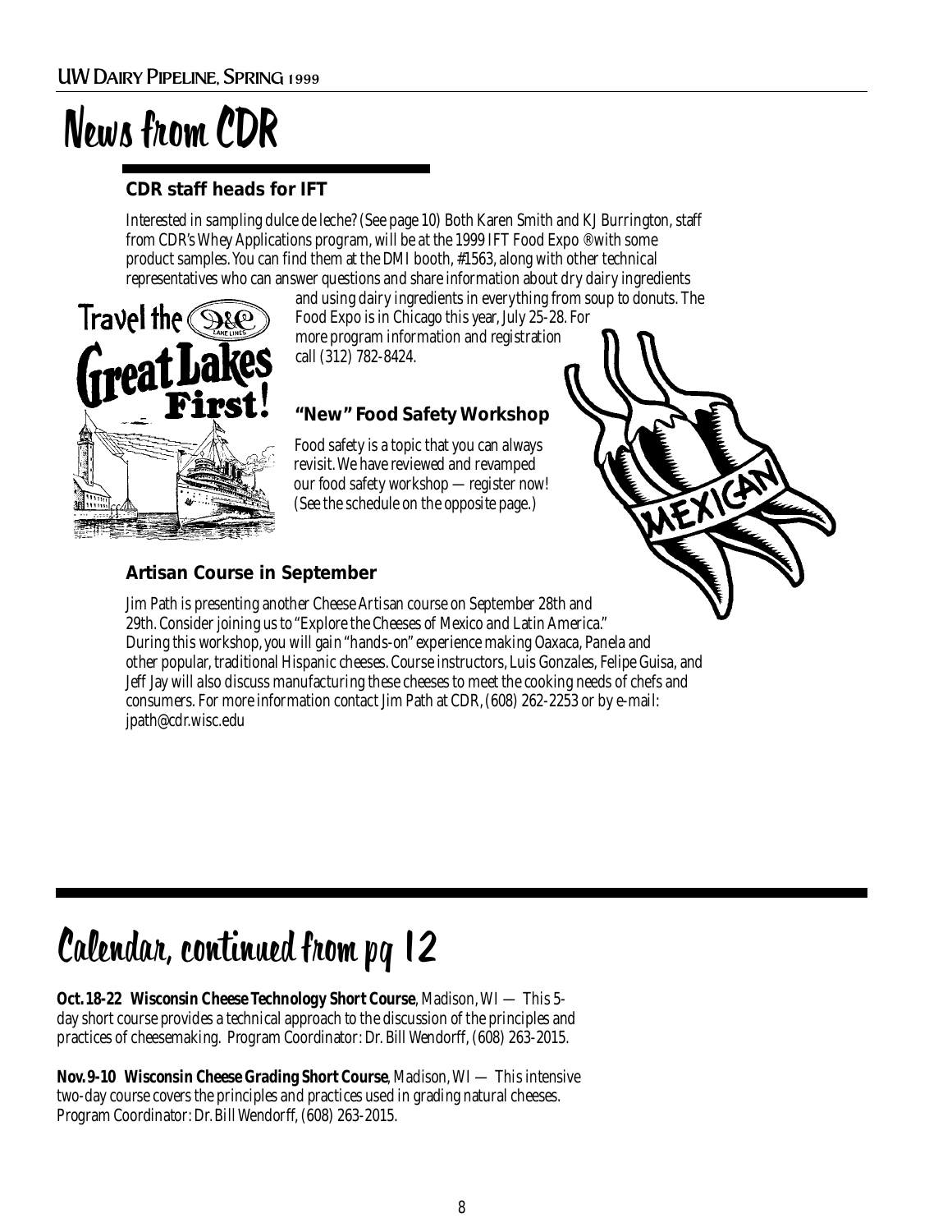# News from CDR

### CDR staff heads for IFT

Interested in sampling dulce de leche? (See page 10) Both Karen Smith and KJ Burrington, staff from CDR's Whey Applications program, will be at the 1999 IFT Food Expo ® with some product samples. You can find them at the DMI booth, #1563, along with other technical representatives who can answer questions and share information about dry dairy ingredients and using dairy ingredients in everything from soup to donuts. The Food Expo is in Chicago this year, July 25-28. For more program information and registration call (312) 782-8424.

### "New" Food Safety Workshop

Food safety is a topic that you can always revisit. We have reviewed and revamped our food safety workshop — register now! (See the schedule on the opposite page.)

### Artisan Course in September

Jim Path is presenting another Cheese Artisan course on September 28th and 29th. Consider joining us to "Explore the Cheeses of Mexico and Latin America." During this workshop, you will gain "hands-on" experience making Oaxaca, Panela and other popular, traditional Hispanic cheeses. Course instructors, Luis Gonzales, Felipe Guisa, and Jeff Jay will also discuss manufacturing these cheeses to meet the cooking needs of chefs and consumers. For more information contact Jim Path at CDR, (608) 262-2253 or by e-mail: jpath@cdr.wisc.edu

# Calendar, continued from pg 12

**Oct. 18-22 Wisconsin Cheese Technology Short Course**, Madison, WI — This 5-day short course provides a technical approach to the discussion of the principles and practices of cheesemaking. Program Coordinator: Dr. Bill Wendorff, (608) 263-2015.

**Nov. 9-10 Wisconsin Cheese Grading Short Course**, Madison, WI — This intensive two-day course covers the principles and practices used in grading natural cheeses. Program Coordinator: Dr. Bill Wendorff, (608) 263-2015.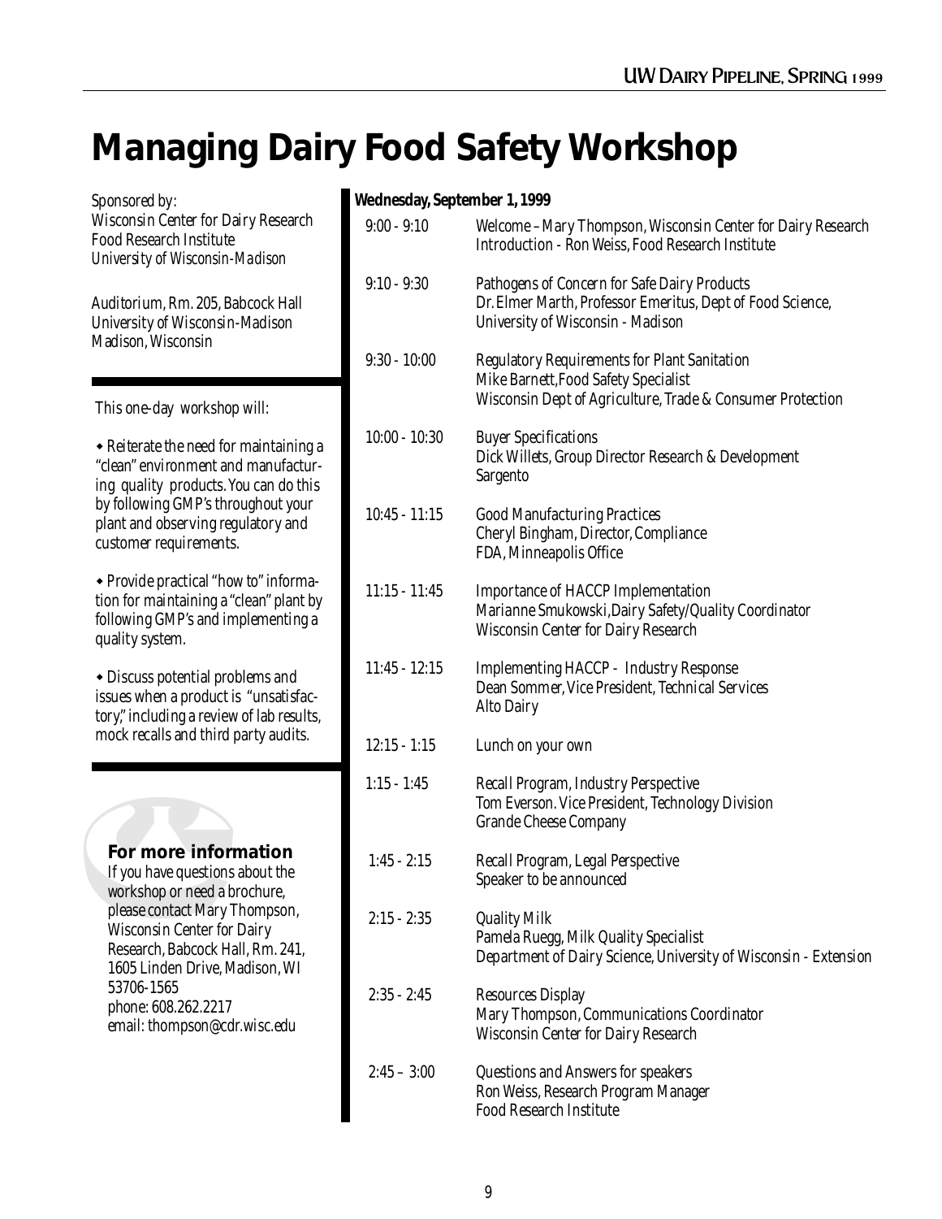# Managing Dairy Food Safety Workshop

*Sponsored by:*
*Wisconsin Center for Dairy Research*
*Food Research Institute*
*University of Wisconsin-Madison*

*Auditorium, Rm. 205, Babcock Hall*
*University of Wisconsin-Madison*
*Madison, Wisconsin*

This one-day workshop will:

- Reiterate the need for maintaining a "clean" environment and manufacturing quality products. You can do this by following GMP's throughout your plant and observing regulatory and customer requirements.
- Provide practical "how to" information for maintaining a "clean" plant by following GMP's and implementing a quality system.
- Discuss potential problems and issues when a product is "unsatisfactory," including a review of lab results, mock recalls and third party audits.

**For more information**

If you have questions about the workshop or need a brochure, please contact Mary Thompson, Wisconsin Center for Dairy Research, Babcock Hall, Rm. 241, 1605 Linden Drive, Madison, WI 53706-1565
phone: 608.262.2217
email: thompson@cdr.wisc.edu

**Wednesday, September 1, 1999**

| Time | Session |
|---|---|
| 9:00 - 9:10 | Welcome – Mary Thompson, Wisconsin Center for Dairy Research<br>Introduction - Ron Weiss, Food Research Institute |
| 9:10 - 9:30 | Pathogens of Concern for Safe Dairy Products<br>Dr. Elmer Marth, Professor Emeritus, Dept of Food Science, University of Wisconsin - Madison |
| 9:30 - 10:00 | Regulatory Requirements for Plant Sanitation<br>Mike Barnett, Food Safety Specialist<br>Wisconsin Dept of Agriculture, Trade & Consumer Protection |
| 10:00 - 10:30 | Buyer Specifications<br>Dick Willets, Group Director Research & Development<br>Sargento |
| 10:45 - 11:15 | Good Manufacturing Practices<br>Cheryl Bingham, Director, Compliance<br>FDA, Minneapolis Office |
| 11:15 - 11:45 | Importance of HACCP Implementation<br>Marianne Smukowski, Dairy Safety/Quality Coordinator<br>Wisconsin Center for Dairy Research |
| 11:45 - 12:15 | Implementing HACCP - Industry Response<br>Dean Sommer, Vice President, Technical Services<br>Alto Dairy |
| 12:15 - 1:15 | Lunch on your own |
| 1:15 - 1:45 | Recall Program, Industry Perspective<br>Tom Everson. Vice President, Technology Division<br>Grande Cheese Company |
| 1:45 - 2:15 | Recall Program, Legal Perspective<br>Speaker to be announced |
| 2:15 - 2:35 | Quality Milk<br>Pamela Ruegg, Milk Quality Specialist<br>Department of Dairy Science, University of Wisconsin - Extension |
| 2:35 - 2:45 | Resources Display<br>Mary Thompson, Communications Coordinator<br>Wisconsin Center for Dairy Research |
| 2:45 – 3:00 | Questions and Answers for speakers<br>Ron Weiss, Research Program Manager<br>Food Research Institute |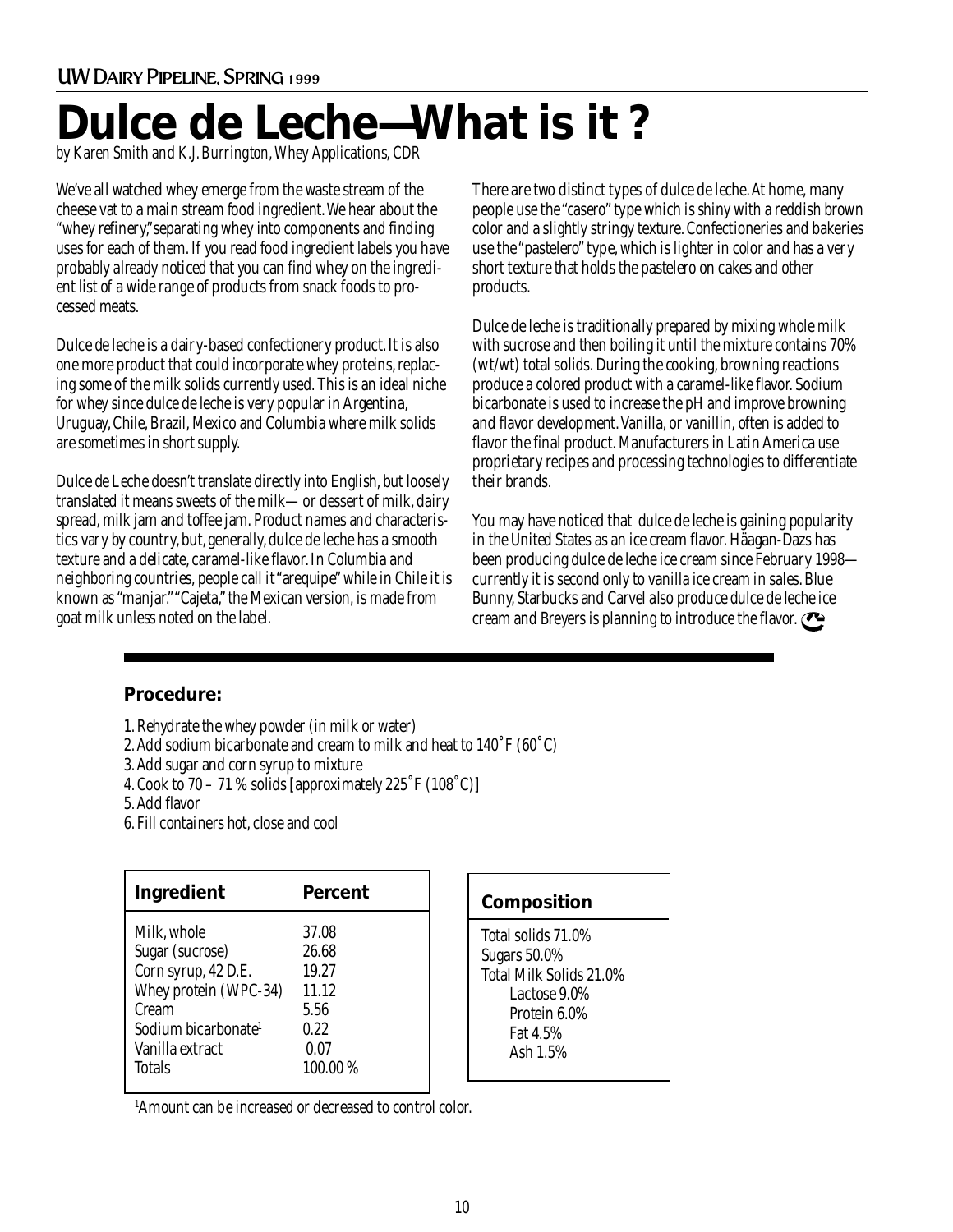# Dulce de Leche—What is it ?

*by Karen Smith and K.J. Burrington, Whey Applications, CDR*

We've all watched whey emerge from the waste stream of the cheese vat to a main stream food ingredient. We hear about the "whey refinery," separating whey into components and finding uses for each of them. If you read food ingredient labels you have probably already noticed that you can find whey on the ingredient list of a wide range of products from snack foods to processed meats.

Dulce de leche is a dairy-based confectionery product. It is also one more product that could incorporate whey proteins, replacing some of the milk solids currently used. This is an ideal niche for whey since dulce de leche is very popular in Argentina, Uruguay, Chile, Brazil, Mexico and Columbia where milk solids are sometimes in short supply.

Dulce de Leche doesn't translate directly into English, but loosely translated it means sweets of the milk— or dessert of milk, dairy spread, milk jam and toffee jam. Product names and characteristics vary by country, but, generally, dulce de leche has a smooth texture and a delicate, caramel-like flavor. In Columbia and neighboring countries, people call it "arequipe" while in Chile it is known as "manjar." "Cajeta," the Mexican version, is made from goat milk unless noted on the label.

There are two distinct types of dulce de leche. At home, many people use the "casero" type which is shiny with a reddish brown color and a slightly stringy texture. Confectioneries and bakeries use the "pastelero" type, which is lighter in color and has a very short texture that holds the pastelero on cakes and other products.

Dulce de leche is traditionally prepared by mixing whole milk with sucrose and then boiling it until the mixture contains 70% (wt/wt) total solids. During the cooking, browning reactions produce a colored product with a caramel-like flavor. Sodium bicarbonate is used to increase the pH and improve browning and flavor development. Vanilla, or vanillin, often is added to flavor the final product. Manufacturers in Latin America use proprietary recipes and processing technologies to differentiate their brands.

You may have noticed that dulce de leche is gaining popularity in the United States as an ice cream flavor. Häagan-Dazs has been producing dulce de leche ice cream since February 1998—currently it is second only to vanilla ice cream in sales. Blue Bunny, Starbucks and Carvel also produce dulce de leche ice cream and Breyers is planning to introduce the flavor.

---

**Procedure:**

1. Rehydrate the whey powder (in milk or water)
2. Add sodium bicarbonate and cream to milk and heat to 140˚F (60˚C)
3. Add sugar and corn syrup to mixture
4. Cook to 70 – 71 % solids [approximately 225˚F (108˚C)]
5. Add flavor
6. Fill containers hot, close and cool

| Ingredient | Percent |
|---|---|
| Milk, whole | 37.08 |
| Sugar (sucrose) | 26.68 |
| Corn syrup, 42 D.E. | 19.27 |
| Whey protein (WPC-34) | 11.12 |
| Cream | 5.56 |
| Sodium bicarbonate[1] | 0.22 |
| Vanilla extract | 0.07 |
| Totals | 100.00 % |

| Composition |
|---|
| Total solids 71.0% |
| Sugars 50.0% |
| Total Milk Solids 21.0% |
| Lactose 9.0% |
| Protein 6.0% |
| Fat 4.5% |
| Ash 1.5% |

[1]Amount can be increased or decreased to control color.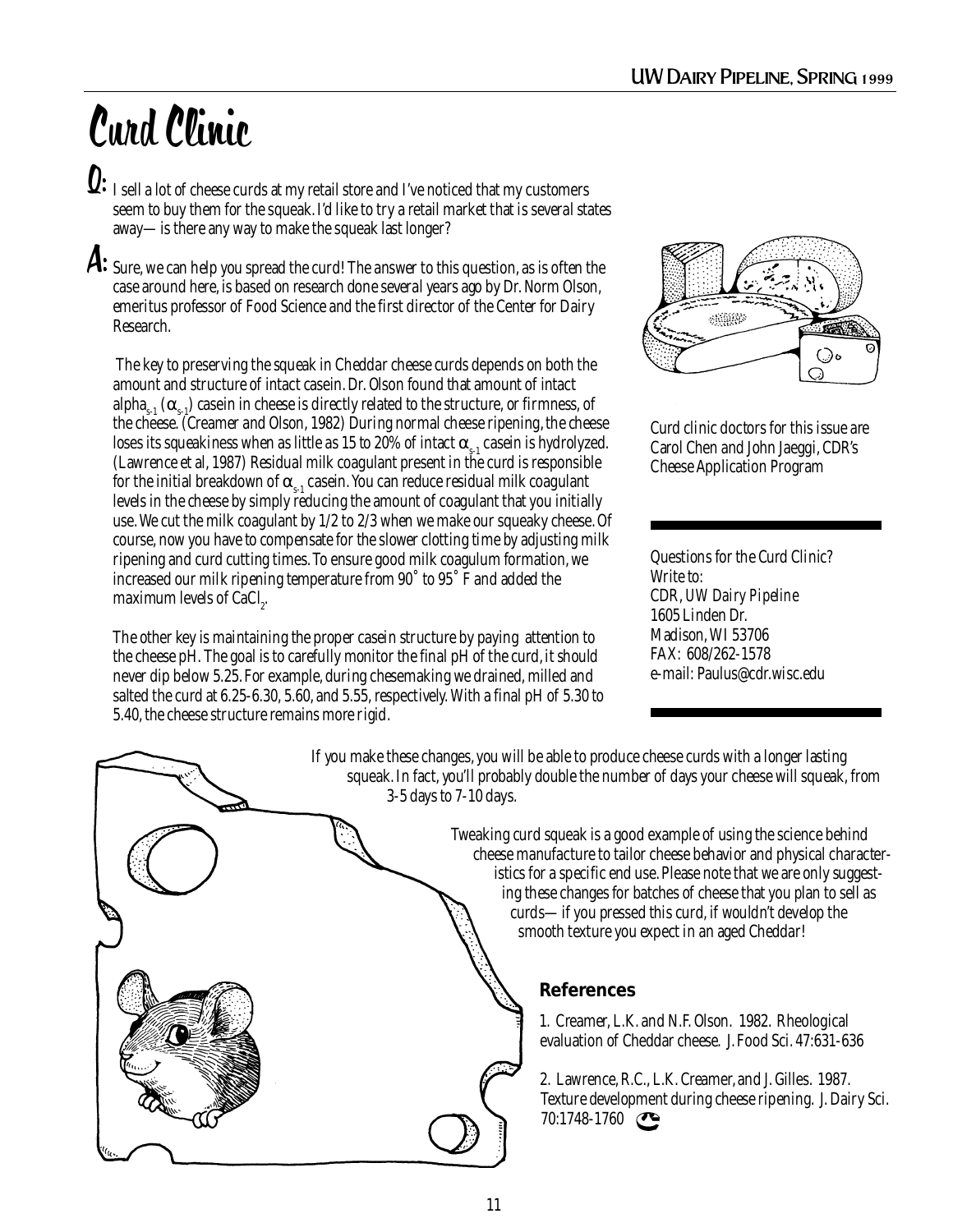# Curd Clinic

**Q:** I sell a lot of cheese curds at my retail store and I've noticed that my customers seem to buy them for the squeak. I'd like to try a retail market that is several states away— is there any way to make the squeak last longer?

**A:** Sure, we can help you spread the curd! The answer to this question, as is often the case around here, is based on research done several years ago by Dr. Norm Olson, emeritus professor of Food Science and the first director of the Center for Dairy Research.

The key to preserving the squeak in Cheddar cheese curds depends on both the amount and structure of intact casein. Dr. Olson found that amount of intact alpha$_{s-1}$ ($\alpha_{s-1}$) casein in cheese is directly related to the structure, or firmness, of the cheese. (Creamer and Olson, 1982) During normal cheese ripening, the cheese loses its squeakiness when as little as 15 to 20% of intact $\alpha_{s-1}$ casein is hydrolyzed. (Lawrence et al, 1987) Residual milk coagulant present in the curd is responsible for the initial breakdown of $\alpha_{s-1}$ casein. You can reduce residual milk coagulant levels in the cheese by simply reducing the amount of coagulant that you initially use. We cut the milk coagulant by 1/2 to 2/3 when we make our squeaky cheese. Of course, now you have to compensate for the slower clotting time by adjusting milk ripening and curd cutting times. To ensure good milk coagulum formation, we increased our milk ripening temperature from 90˚ to 95˚ F and added the maximum levels of $CaCl_2$.

The other key is maintaining the proper casein structure by paying attention to the cheese pH. The goal is to carefully monitor the final pH of the curd, it should never dip below 5.25. For example, during chesemaking we drained, milled and salted the curd at 6.25-6.30, 5.60, and 5.55, respectively. With a final pH of 5.30 to 5.40, the cheese structure remains more rigid.

If you make these changes, you will be able to produce cheese curds with a longer lasting squeak. In fact, you'll probably double the number of days your cheese will squeak, from 3-5 days to 7-10 days.

Tweaking curd squeak is a good example of using the science behind cheese manufacture to tailor cheese behavior and physical characteristics for a specific end use. Please note that we are only suggesting these changes for batches of cheese that you plan to sell as curds— if you pressed this curd, if wouldn't develop the smooth texture you expect in an aged Cheddar!

*Curd clinic doctors for this issue are Carol Chen and John Jaeggi, CDR's Cheese Application Program*

*Questions for the Curd Clinic?*
*Write to:*
*CDR, UW Dairy Pipeline*
*1605 Linden Dr.*
*Madison, WI 53706*
*FAX: 608/262-1578*
*e-mail: Paulus@cdr.wisc.edu*

## References

1. Creamer, L.K. and N.F. Olson. 1982. Rheological evaluation of Cheddar cheese. J. Food Sci. 47:631-636

2. Lawrence, R.C., L.K. Creamer, and J. Gilles. 1987. Texture development during cheese ripening. J. Dairy Sci. 70:1748-1760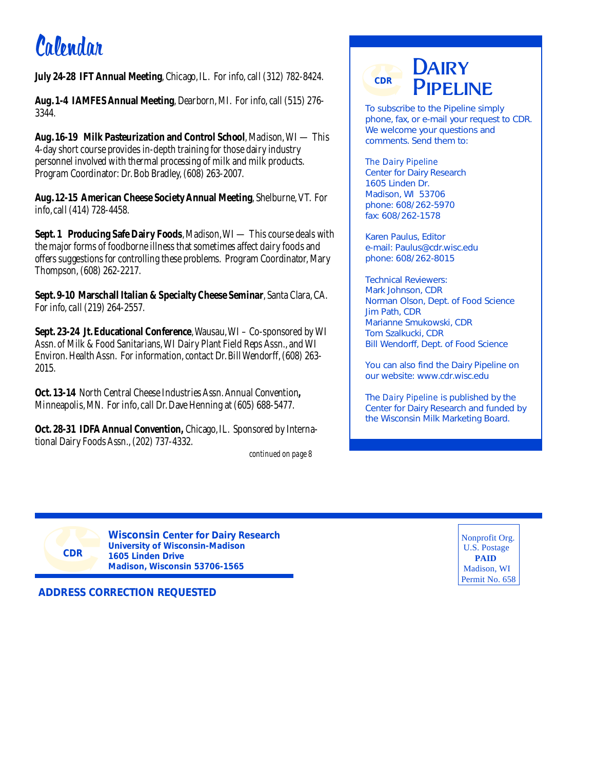# Calendar

**July 24-28 IFT Annual Meeting**, Chicago, IL. For info, call (312) 782-8424.

**Aug. 1-4 IAMFES Annual Meeting**, Dearborn, MI. For info, call (515) 276-3344.

**Aug. 16-19 Milk Pasteurization and Control School**, Madison, WI — This 4-day short course provides in-depth training for those dairy industry personnel involved with thermal processing of milk and milk products. Program Coordinator: Dr. Bob Bradley, (608) 263-2007.

**Aug. 12-15 American Cheese Society Annual Meeting**, Shelburne, VT. For info, call (414) 728-4458.

**Sept. 1 Producing Safe Dairy Foods**, Madison, WI — This course deals with the major forms of foodborne illness that sometimes affect dairy foods and offers suggestions for controlling these problems. Program Coordinator, Mary Thompson, (608) 262-2217.

**Sept. 9-10 Marschall Italian & Specialty Cheese Seminar**, Santa Clara, CA. For info, call (219) 264-2557.

**Sept. 23-24 Jt. Educational Conference**, Wausau, WI – Co-sponsored by WI Assn. of Milk & Food Sanitarians, WI Dairy Plant Field Reps Assn., and WI Environ. Health Assn. For information, contact Dr. Bill Wendorff, (608) 263-2015.

**Oct. 13-14** North Central Cheese Industries Assn. Annual Convention**,** Minneapolis, MN. For info, call Dr. Dave Henning at (605) 688-5477.

**Oct. 28-31 IDFA Annual Convention,** Chicago, IL. Sponsored by International Dairy Foods Assn., (202) 737-4332.

*continued on page 8*

## CDR Dairy Pipeline

To subscribe to the Pipeline simply phone, fax, or e-mail your request to CDR. We welcome your questions and comments. Send them to:

*The Dairy Pipeline*
Center for Dairy Research
1605 Linden Dr.
Madison, WI 53706
phone: 608/262-5970
fax: 608/262-1578

Karen Paulus, Editor
e-mail: Paulus@cdr.wisc.edu
phone: 608/262-8015

Technical Reviewers:
Mark Johnson, CDR
Norman Olson, Dept. of Food Science
Jim Path, CDR
Marianne Smukowski, CDR
Tom Szalkucki, CDR
Bill Wendorff, Dept. of Food Science

You can also find the Dairy Pipeline on our website: www.cdr.wisc.edu

The *Dairy Pipeline* is published by the Center for Dairy Research and funded by the Wisconsin Milk Marketing Board.

CDR

**Wisconsin Center for Dairy Research**
**University of Wisconsin-Madison**
**1605 Linden Drive**
**Madison, Wisconsin 53706-1565**

**ADDRESS CORRECTION REQUESTED**

Nonprofit Org.
U.S. Postage
**PAID**
Madison, WI
Permit No. 658